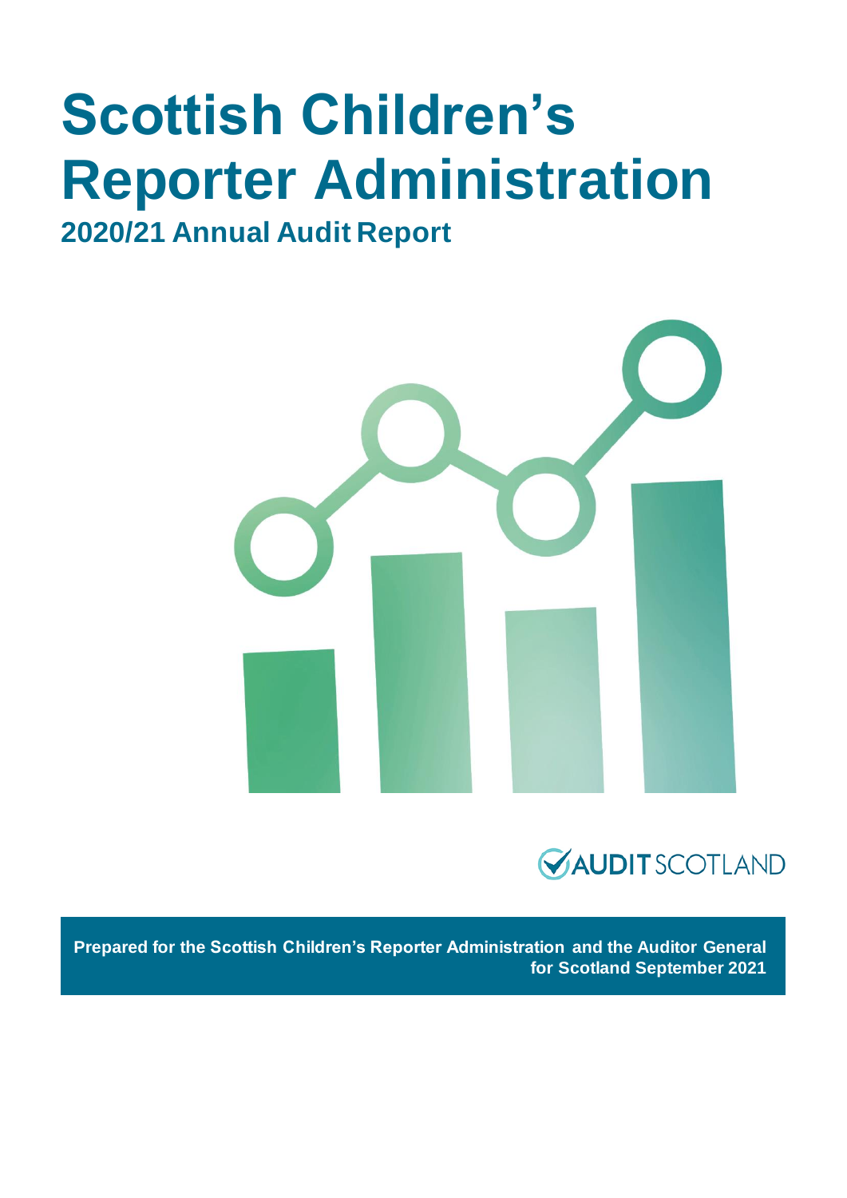# Scottish Children's Reporter Administration

## 2020/21 Annual Audit Report

AUDIT SCOTLAND

**Prepared for the Scottish Children's Reporter Administration and the Auditor General for Scotland September 2021**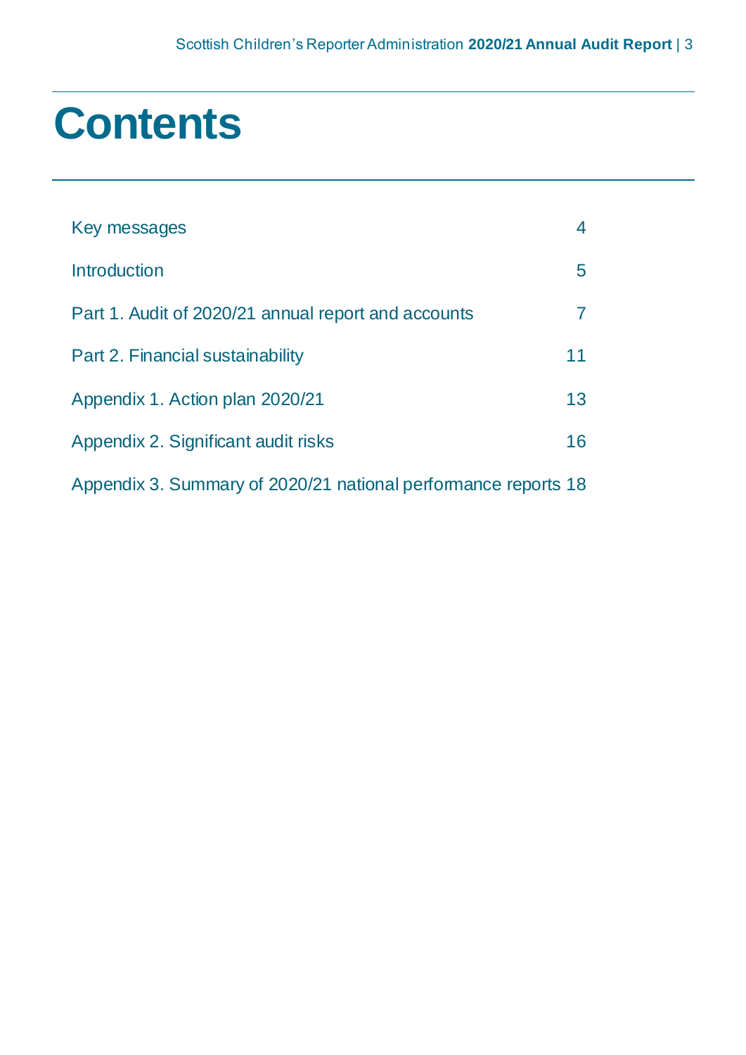# Contents

| | |
|---|---|
| Key messages | 4 |
| Introduction | 5 |
| Part 1. Audit of 2020/21 annual report and accounts | 7 |
| Part 2. Financial sustainability | 11 |
| Appendix 1. Action plan 2020/21 | 13 |
| Appendix 2. Significant audit risks | 16 |
| Appendix 3. Summary of 2020/21 national performance reports | 18 |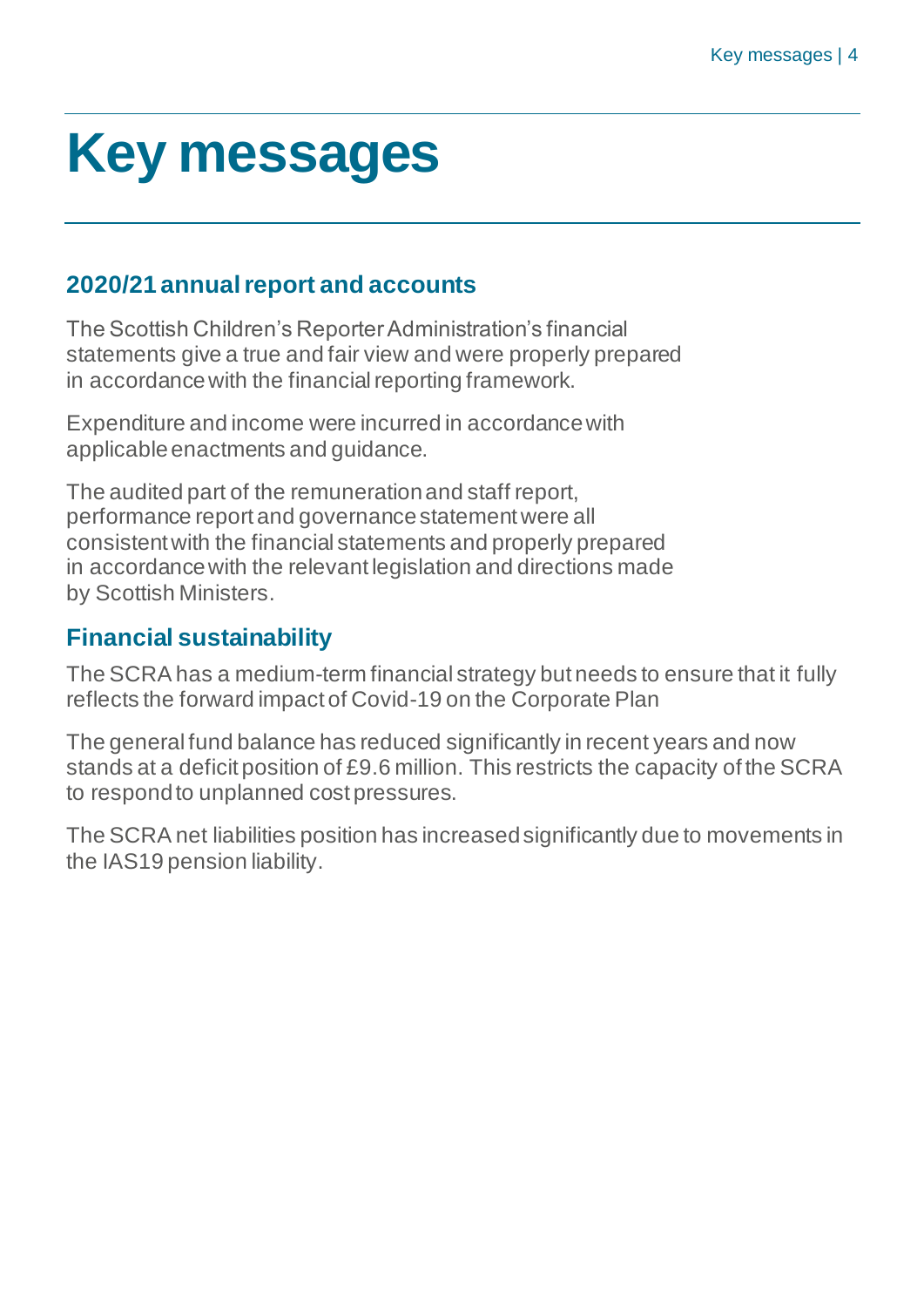# Key messages

## 2020/21 annual report and accounts

The Scottish Children's Reporter Administration's financial statements give a true and fair view and were properly prepared in accordance with the financial reporting framework.

Expenditure and income were incurred in accordance with applicable enactments and guidance.

The audited part of the remuneration and staff report, performance report and governance statement were all consistent with the financial statements and properly prepared in accordance with the relevant legislation and directions made by Scottish Ministers.

## Financial sustainability

The SCRA has a medium-term financial strategy but needs to ensure that it fully reflects the forward impact of Covid-19 on the Corporate Plan

The general fund balance has reduced significantly in recent years and now stands at a deficit position of £9.6 million. This restricts the capacity of the SCRA to respond to unplanned cost pressures.

The SCRA net liabilities position has increased significantly due to movements in the IAS19 pension liability.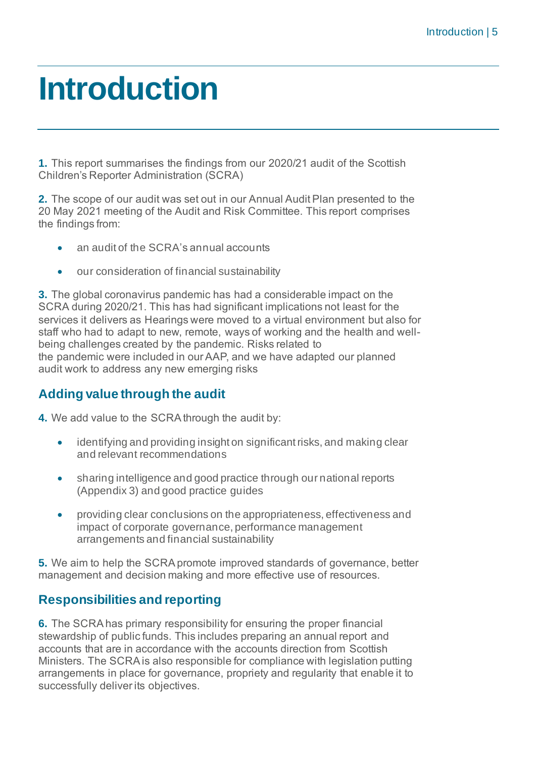# Introduction

**1.** This report summarises the findings from our 2020/21 audit of the Scottish Children's Reporter Administration (SCRA)

**2.** The scope of our audit was set out in our Annual Audit Plan presented to the 20 May 2021 meeting of the Audit and Risk Committee. This report comprises the findings from:

- an audit of the SCRA's annual accounts
- our consideration of financial sustainability

**3.** The global coronavirus pandemic has had a considerable impact on the SCRA during 2020/21. This has had significant implications not least for the services it delivers as Hearings were moved to a virtual environment but also for staff who had to adapt to new, remote, ways of working and the health and well-being challenges created by the pandemic. Risks related to the pandemic were included in our AAP, and we have adapted our planned audit work to address any new emerging risks

## Adding value through the audit

**4.** We add value to the SCRA through the audit by:

- identifying and providing insight on significant risks, and making clear and relevant recommendations
- sharing intelligence and good practice through our national reports (Appendix 3) and good practice guides
- providing clear conclusions on the appropriateness, effectiveness and impact of corporate governance, performance management arrangements and financial sustainability

**5.** We aim to help the SCRA promote improved standards of governance, better management and decision making and more effective use of resources.

## Responsibilities and reporting

**6.** The SCRA has primary responsibility for ensuring the proper financial stewardship of public funds. This includes preparing an annual report and accounts that are in accordance with the accounts direction from Scottish Ministers. The SCRA is also responsible for compliance with legislation putting arrangements in place for governance, propriety and regularity that enable it to successfully deliver its objectives.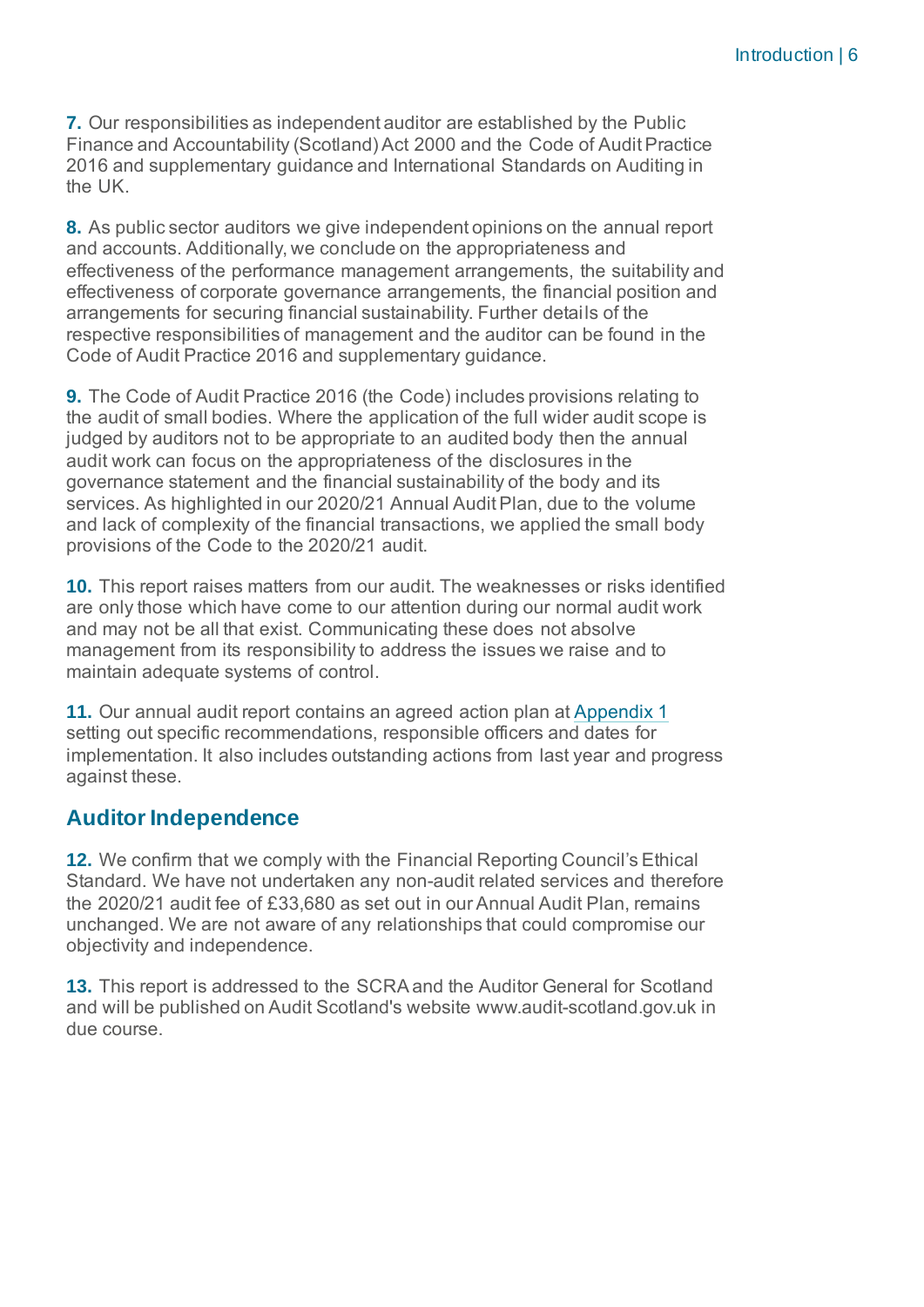**7.** Our responsibilities as independent auditor are established by the Public Finance and Accountability (Scotland) Act 2000 and the Code of Audit Practice 2016 and supplementary guidance and International Standards on Auditing in the UK.

**8.** As public sector auditors we give independent opinions on the annual report and accounts. Additionally, we conclude on the appropriateness and effectiveness of the performance management arrangements, the suitability and effectiveness of corporate governance arrangements, the financial position and arrangements for securing financial sustainability. Further details of the respective responsibilities of management and the auditor can be found in the Code of Audit Practice 2016 and supplementary guidance.

**9.** The Code of Audit Practice 2016 (the Code) includes provisions relating to the audit of small bodies. Where the application of the full wider audit scope is judged by auditors not to be appropriate to an audited body then the annual audit work can focus on the appropriateness of the disclosures in the governance statement and the financial sustainability of the body and its services. As highlighted in our 2020/21 Annual Audit Plan, due to the volume and lack of complexity of the financial transactions, we applied the small body provisions of the Code to the 2020/21 audit.

**10.** This report raises matters from our audit. The weaknesses or risks identified are only those which have come to our attention during our normal audit work and may not be all that exist. Communicating these does not absolve management from its responsibility to address the issues we raise and to maintain adequate systems of control.

**11.** Our annual audit report contains an agreed action plan at Appendix 1 setting out specific recommendations, responsible officers and dates for implementation. It also includes outstanding actions from last year and progress against these.

## Auditor Independence

**12.** We confirm that we comply with the Financial Reporting Council's Ethical Standard. We have not undertaken any non-audit related services and therefore the 2020/21 audit fee of £33,680 as set out in our Annual Audit Plan, remains unchanged. We are not aware of any relationships that could compromise our objectivity and independence.

**13.** This report is addressed to the SCRA and the Auditor General for Scotland and will be published on Audit Scotland's website www.audit-scotland.gov.uk in due course.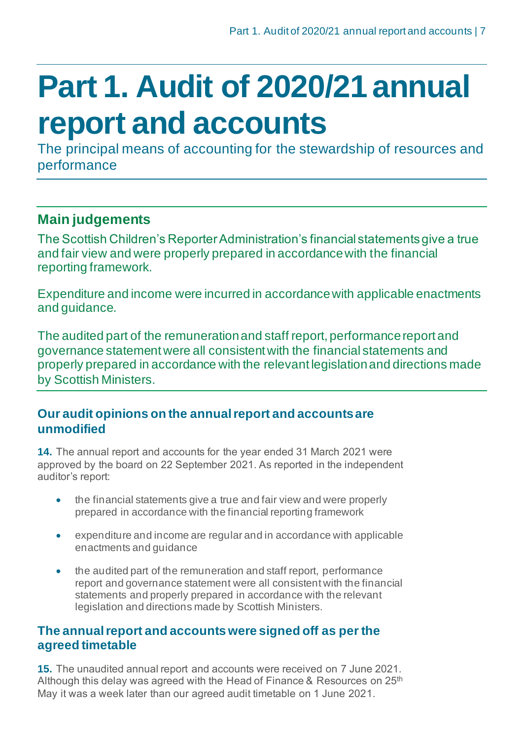# Part 1. Audit of 2020/21 annual report and accounts

The principal means of accounting for the stewardship of resources and performance

## Main judgements

The Scottish Children's Reporter Administration's financial statements give a true and fair view and were properly prepared in accordance with the financial reporting framework.

Expenditure and income were incurred in accordance with applicable enactments and guidance.

The audited part of the remuneration and staff report, performance report and governance statement were all consistent with the financial statements and properly prepared in accordance with the relevant legislation and directions made by Scottish Ministers.

### Our audit opinions on the annual report and accounts are unmodified

**14.** The annual report and accounts for the year ended 31 March 2021 were approved by the board on 22 September 2021. As reported in the independent auditor's report:

- the financial statements give a true and fair view and were properly prepared in accordance with the financial reporting framework
- expenditure and income are regular and in accordance with applicable enactments and guidance
- the audited part of the remuneration and staff report, performance report and governance statement were all consistent with the financial statements and properly prepared in accordance with the relevant legislation and directions made by Scottish Ministers.

### The annual report and accounts were signed off as per the agreed timetable

**15.** The unaudited annual report and accounts were received on 7 June 2021. Although this delay was agreed with the Head of Finance & Resources on 25th May it was a week later than our agreed audit timetable on 1 June 2021.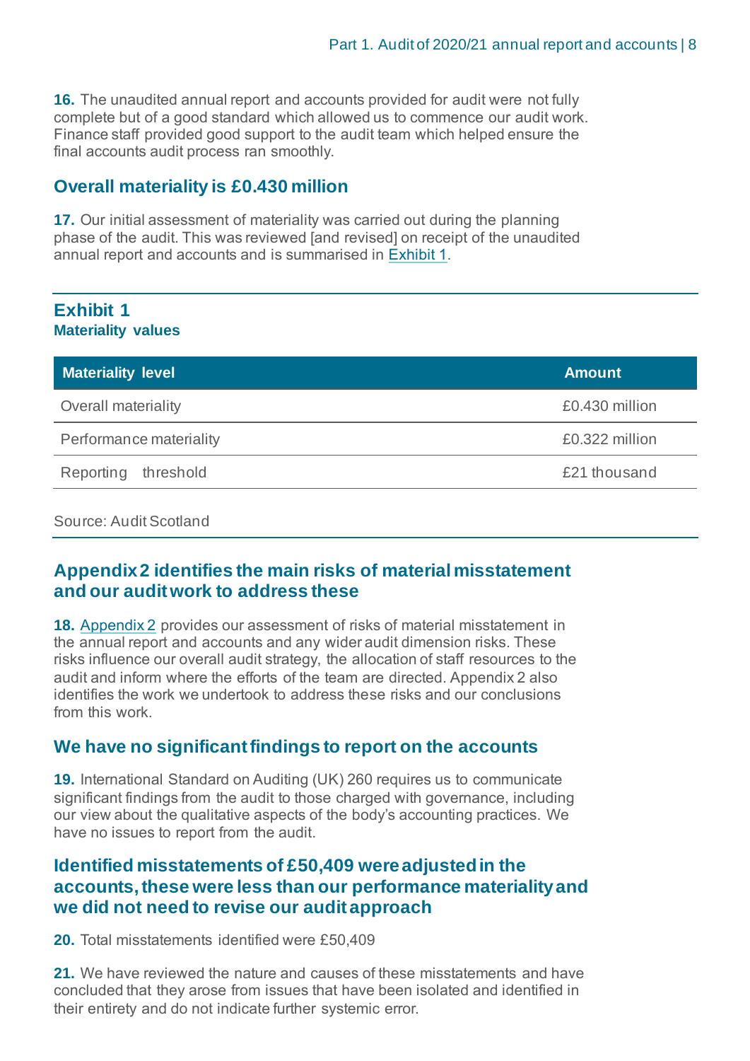**16.** The unaudited annual report and accounts provided for audit were not fully complete but of a good standard which allowed us to commence our audit work. Finance staff provided good support to the audit team which helped ensure the final accounts audit process ran smoothly.

## Overall materiality is £0.430 million

**17.** Our initial assessment of materiality was carried out during the planning phase of the audit. This was reviewed [and revised] on receipt of the unaudited annual report and accounts and is summarised in Exhibit 1.

### Exhibit 1

**Materiality values**

| Materiality level | Amount |
| --- | --- |
| Overall materiality | £0.430 million |
| Performance materiality | £0.322 million |
| Reporting threshold | £21 thousand |

Source: Audit Scotland

## Appendix 2 identifies the main risks of material misstatement and our audit work to address these

**18.** Appendix 2 provides our assessment of risks of material misstatement in the annual report and accounts and any wider audit dimension risks. These risks influence our overall audit strategy, the allocation of staff resources to the audit and inform where the efforts of the team are directed. Appendix 2 also identifies the work we undertook to address these risks and our conclusions from this work.

## We have no significant findings to report on the accounts

**19.** International Standard on Auditing (UK) 260 requires us to communicate significant findings from the audit to those charged with governance, including our view about the qualitative aspects of the body's accounting practices. We have no issues to report from the audit.

## Identified misstatements of £50,409 were adjusted in the accounts, these were less than our performance materiality and we did not need to revise our audit approach

**20.** Total misstatements identified were £50,409

**21.** We have reviewed the nature and causes of these misstatements and have concluded that they arose from issues that have been isolated and identified in their entirety and do not indicate further systemic error.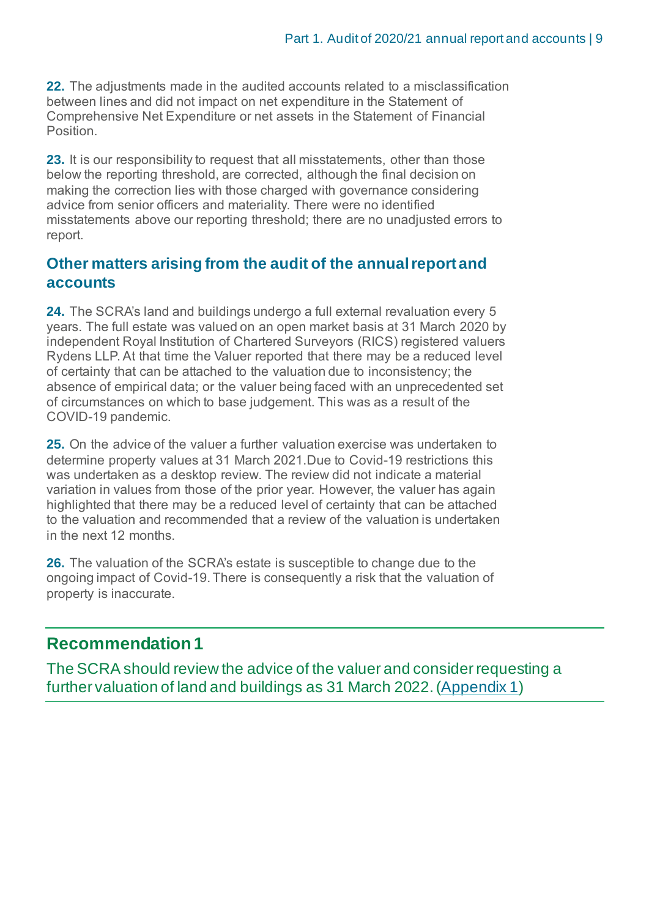**22.** The adjustments made in the audited accounts related to a misclassification between lines and did not impact on net expenditure in the Statement of Comprehensive Net Expenditure or net assets in the Statement of Financial Position.

**23.** It is our responsibility to request that all misstatements, other than those below the reporting threshold, are corrected, although the final decision on making the correction lies with those charged with governance considering advice from senior officers and materiality. There were no identified misstatements above our reporting threshold; there are no unadjusted errors to report.

## Other matters arising from the audit of the annual report and accounts

**24.** The SCRA's land and buildings undergo a full external revaluation every 5 years. The full estate was valued on an open market basis at 31 March 2020 by independent Royal Institution of Chartered Surveyors (RICS) registered valuers Rydens LLP. At that time the Valuer reported that there may be a reduced level of certainty that can be attached to the valuation due to inconsistency; the absence of empirical data; or the valuer being faced with an unprecedented set of circumstances on which to base judgement. This was as a result of the COVID-19 pandemic.

**25.** On the advice of the valuer a further valuation exercise was undertaken to determine property values at 31 March 2021.Due to Covid-19 restrictions this was undertaken as a desktop review. The review did not indicate a material variation in values from those of the prior year. However, the valuer has again highlighted that there may be a reduced level of certainty that can be attached to the valuation and recommended that a review of the valuation is undertaken in the next 12 months.

**26.** The valuation of the SCRA's estate is susceptible to change due to the ongoing impact of Covid-19. There is consequently a risk that the valuation of property is inaccurate.

## Recommendation 1

The SCRA should review the advice of the valuer and consider requesting a further valuation of land and buildings as 31 March 2022. (Appendix 1)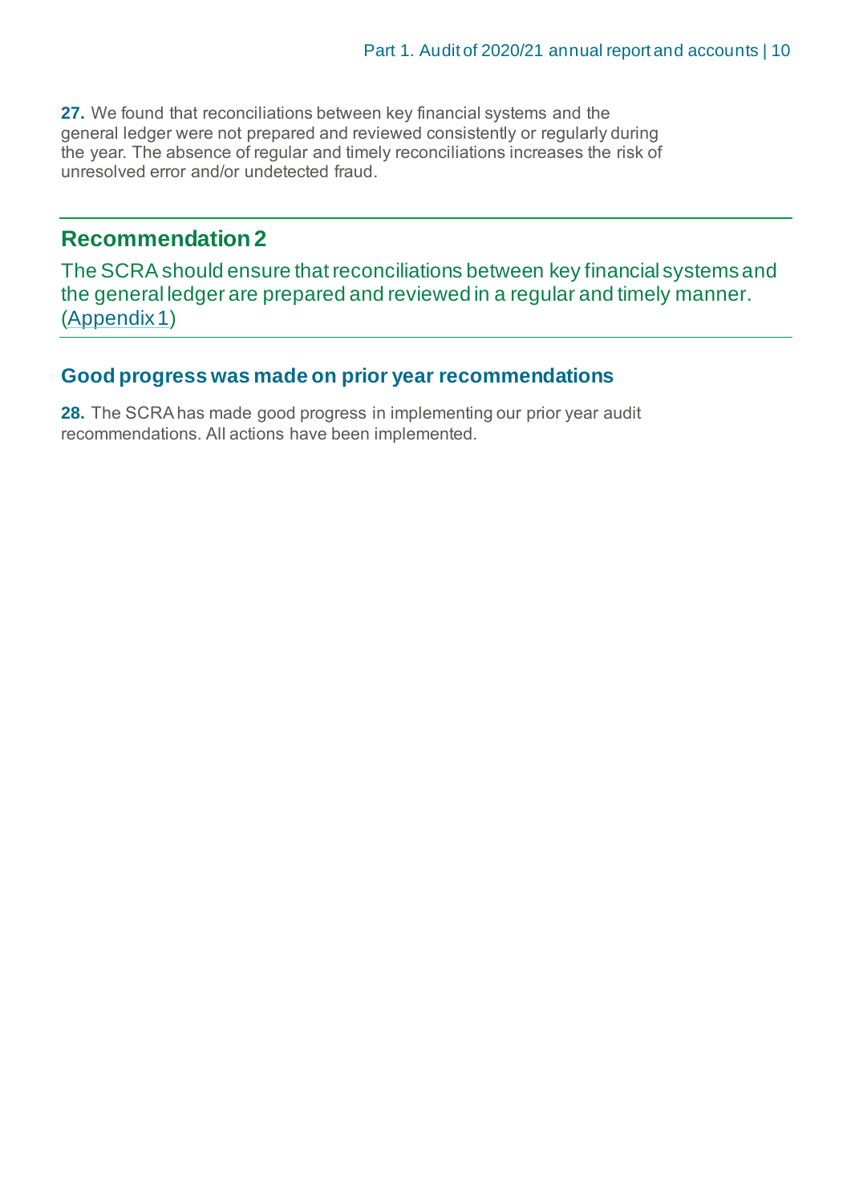**27.** We found that reconciliations between key financial systems and the general ledger were not prepared and reviewed consistently or regularly during the year. The absence of regular and timely reconciliations increases the risk of unresolved error and/or undetected fraud.

## Recommendation 2

The SCRA should ensure that reconciliations between key financial systems and the general ledger are prepared and reviewed in a regular and timely manner. (Appendix 1)

### Good progress was made on prior year recommendations

**28.** The SCRA has made good progress in implementing our prior year audit recommendations. All actions have been implemented.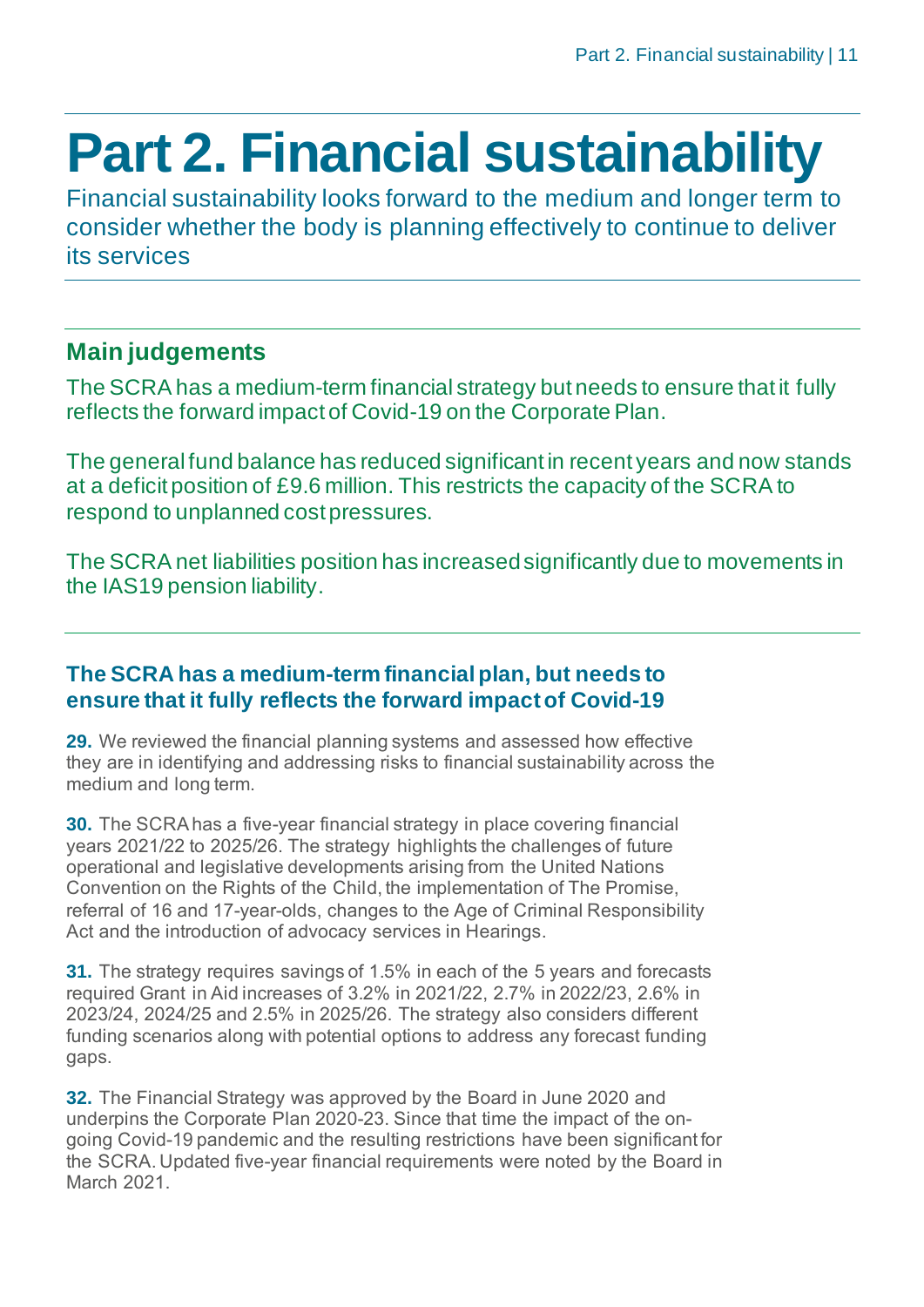# Part 2. Financial sustainability

Financial sustainability looks forward to the medium and longer term to consider whether the body is planning effectively to continue to deliver its services

## Main judgements

The SCRA has a medium-term financial strategy but needs to ensure that it fully reflects the forward impact of Covid-19 on the Corporate Plan.

The general fund balance has reduced significant in recent years and now stands at a deficit position of £9.6 million. This restricts the capacity of the SCRA to respond to unplanned cost pressures.

The SCRA net liabilities position has increased significantly due to movements in the IAS19 pension liability.

### The SCRA has a medium-term financial plan, but needs to ensure that it fully reflects the forward impact of Covid-19

**29.** We reviewed the financial planning systems and assessed how effective they are in identifying and addressing risks to financial sustainability across the medium and long term.

**30.** The SCRA has a five-year financial strategy in place covering financial years 2021/22 to 2025/26. The strategy highlights the challenges of future operational and legislative developments arising from the United Nations Convention on the Rights of the Child, the implementation of The Promise, referral of 16 and 17-year-olds, changes to the Age of Criminal Responsibility Act and the introduction of advocacy services in Hearings.

**31.** The strategy requires savings of 1.5% in each of the 5 years and forecasts required Grant in Aid increases of 3.2% in 2021/22, 2.7% in 2022/23, 2.6% in 2023/24, 2024/25 and 2.5% in 2025/26. The strategy also considers different funding scenarios along with potential options to address any forecast funding gaps.

**32.** The Financial Strategy was approved by the Board in June 2020 and underpins the Corporate Plan 2020-23. Since that time the impact of the on-going Covid-19 pandemic and the resulting restrictions have been significant for the SCRA. Updated five-year financial requirements were noted by the Board in March 2021.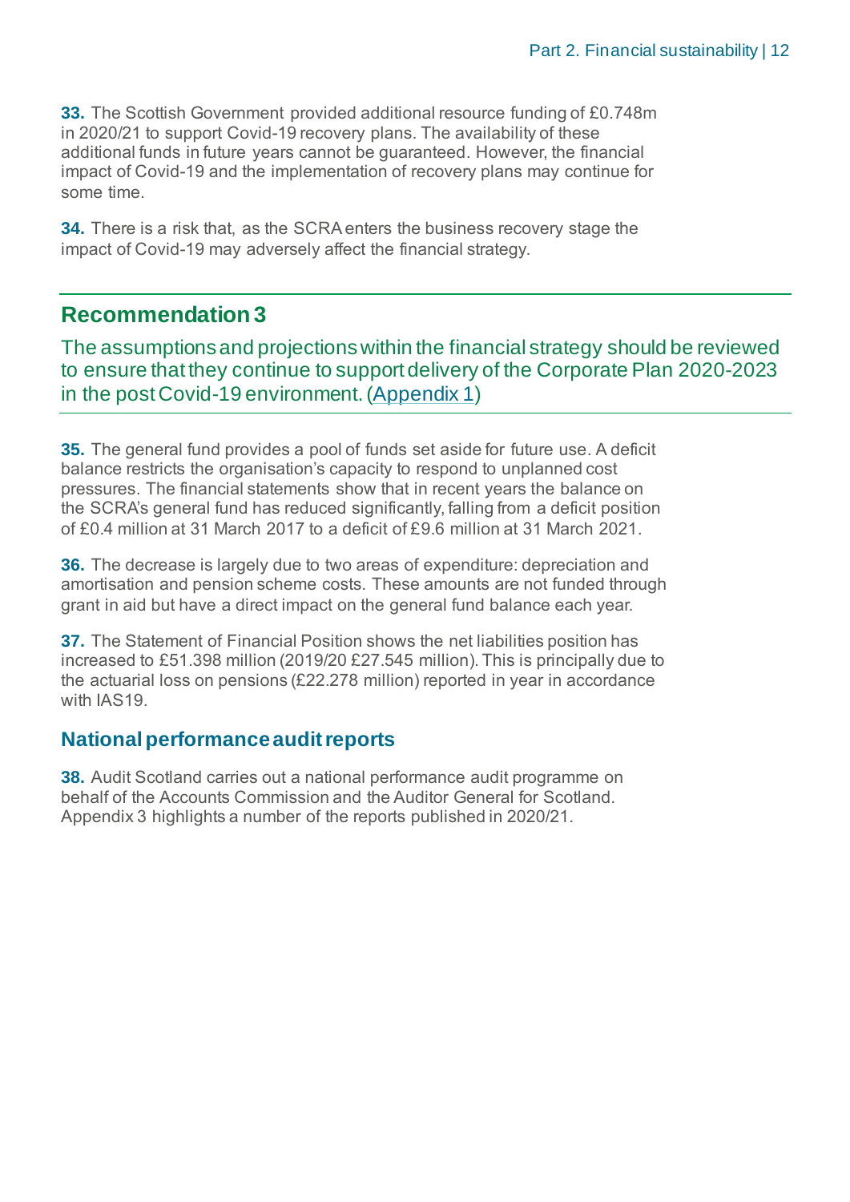**33.** The Scottish Government provided additional resource funding of £0.748m in 2020/21 to support Covid-19 recovery plans. The availability of these additional funds in future years cannot be guaranteed. However, the financial impact of Covid-19 and the implementation of recovery plans may continue for some time.

**34.** There is a risk that, as the SCRA enters the business recovery stage the impact of Covid-19 may adversely affect the financial strategy.

## Recommendation 3

The assumptions and projections within the financial strategy should be reviewed to ensure that they continue to support delivery of the Corporate Plan 2020-2023 in the post Covid-19 environment. (Appendix 1)

**35.** The general fund provides a pool of funds set aside for future use. A deficit balance restricts the organisation's capacity to respond to unplanned cost pressures. The financial statements show that in recent years the balance on the SCRA's general fund has reduced significantly, falling from a deficit position of £0.4 million at 31 March 2017 to a deficit of £9.6 million at 31 March 2021.

**36.** The decrease is largely due to two areas of expenditure: depreciation and amortisation and pension scheme costs. These amounts are not funded through grant in aid but have a direct impact on the general fund balance each year.

**37.** The Statement of Financial Position shows the net liabilities position has increased to £51.398 million (2019/20 £27.545 million). This is principally due to the actuarial loss on pensions (£22.278 million) reported in year in accordance with IAS19.

## National performance audit reports

**38.** Audit Scotland carries out a national performance audit programme on behalf of the Accounts Commission and the Auditor General for Scotland. Appendix 3 highlights a number of the reports published in 2020/21.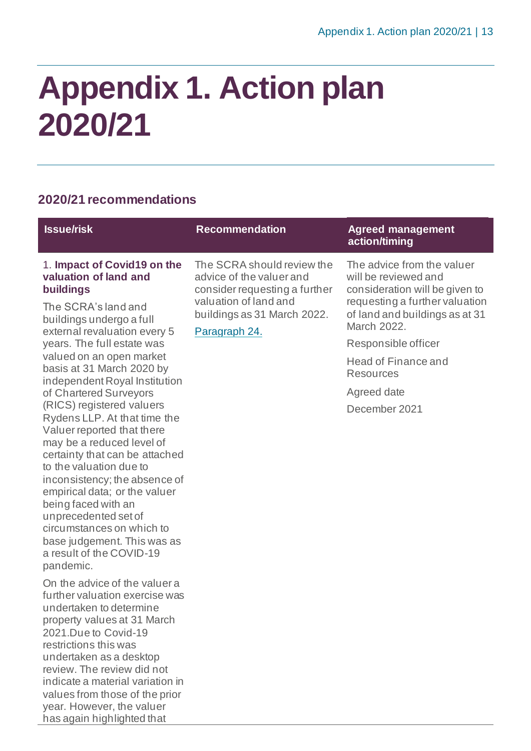# Appendix 1. Action plan 2020/21

## 2020/21 recommendations

| Issue/risk | Recommendation | Agreed management action/timing |
| --- | --- | --- |
| 1. **Impact of Covid19 on the valuation of land and buildings**<br><br>The SCRA's land and buildings undergo a full external revaluation every 5 years. The full estate was valued on an open market basis at 31 March 2020 by independent Royal Institution of Chartered Surveyors (RICS) registered valuers Rydens LLP. At that time the Valuer reported that there may be a reduced level of certainty that can be attached to the valuation due to inconsistency; the absence of empirical data; or the valuer being faced with an unprecedented set of circumstances on which to base judgement. This was as a result of the COVID-19 pandemic.<br><br>On the advice of the valuer a further valuation exercise was undertaken to determine property values at 31 March 2021.Due to Covid-19 restrictions this was undertaken as a desktop review. The review did not indicate a material variation in values from those of the prior year. However, the valuer has again highlighted that | The SCRA should review the advice of the valuer and consider requesting a further valuation of land and buildings as 31 March 2022.<br><br>Paragraph 24. | The advice from the valuer will be reviewed and consideration will be given to requesting a further valuation of land and buildings as at 31 March 2022.<br><br>Responsible officer<br><br>Head of Finance and Resources<br><br>Agreed date<br><br>December 2021 |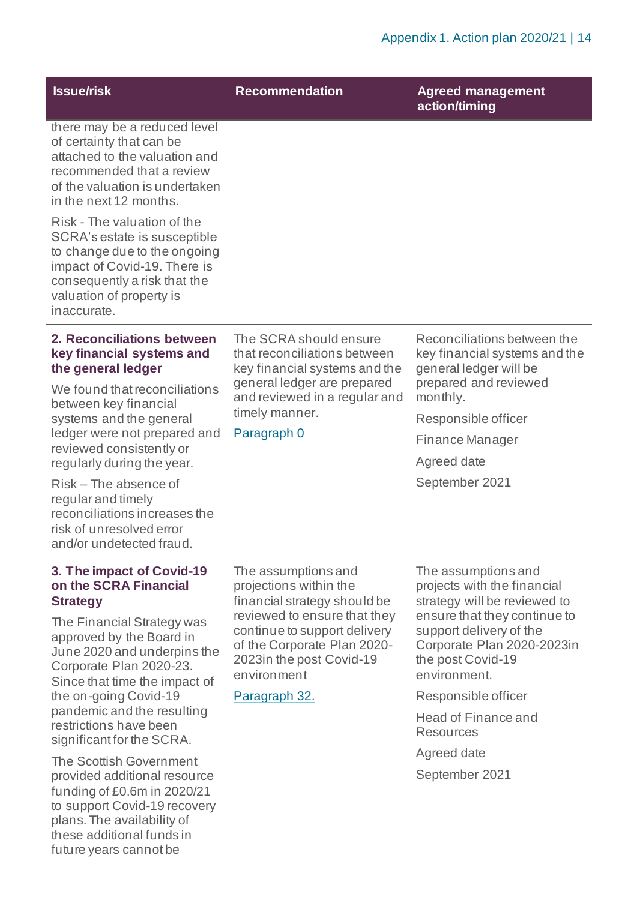| Issue/risk | Recommendation | Agreed management action/timing |
|---|---|---|
| there may be a reduced level of certainty that can be attached to the valuation and recommended that a review of the valuation is undertaken in the next 12 months.<br><br>Risk - The valuation of the SCRA's estate is susceptible to change due to the ongoing impact of Covid-19. There is consequently a risk that the valuation of property is inaccurate. | | |
| **2. Reconciliations between key financial systems and the general ledger**<br><br>We found that reconciliations between key financial systems and the general ledger were not prepared and reviewed consistently or regularly during the year.<br><br>Risk – The absence of regular and timely reconciliations increases the risk of unresolved error and/or undetected fraud. | The SCRA should ensure that reconciliations between key financial systems and the general ledger are prepared and reviewed in a regular and timely manner.<br><br>Paragraph 0 | Reconciliations between the key financial systems and the general ledger will be prepared and reviewed monthly.<br><br>Responsible officer<br><br>Finance Manager<br><br>Agreed date<br><br>September 2021 |
| **3. The impact of Covid-19 on the SCRA Financial Strategy**<br><br>The Financial Strategy was approved by the Board in June 2020 and underpins the Corporate Plan 2020-23. Since that time the impact of the on-going Covid-19 pandemic and the resulting restrictions have been significant for the SCRA.<br><br>The Scottish Government provided additional resource funding of £0.6m in 2020/21 to support Covid-19 recovery plans. The availability of these additional funds in future years cannot be | The assumptions and projections within the financial strategy should be reviewed to ensure that they continue to support delivery of the Corporate Plan 2020-2023in the post Covid-19 environment<br><br>Paragraph 32. | The assumptions and projects with the financial strategy will be reviewed to ensure that they continue to support delivery of the Corporate Plan 2020-2023in the post Covid-19 environment.<br><br>Responsible officer<br><br>Head of Finance and Resources<br><br>Agreed date<br><br>September 2021 |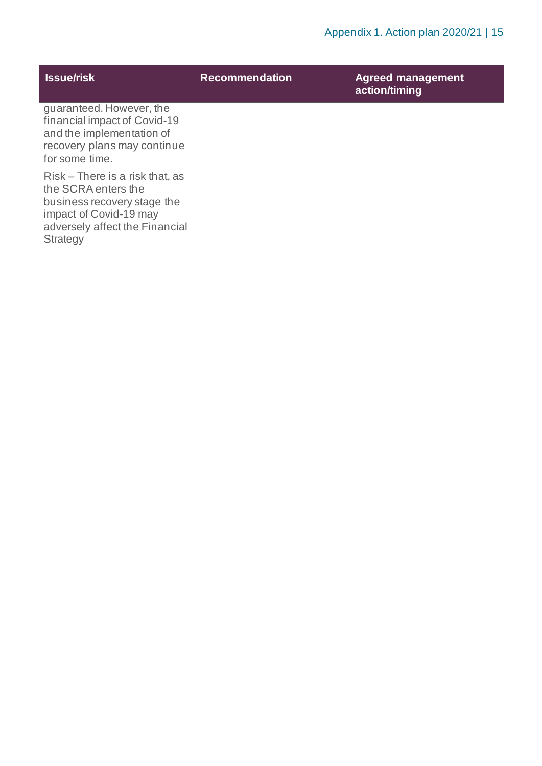| Issue/risk | Recommendation | Agreed management action/timing |
| --- | --- | --- |
| guaranteed. However, the financial impact of Covid-19 and the implementation of recovery plans may continue for some time.<br><br>Risk – There is a risk that, as the SCRA enters the business recovery stage the impact of Covid-19 may adversely affect the Financial Strategy | | |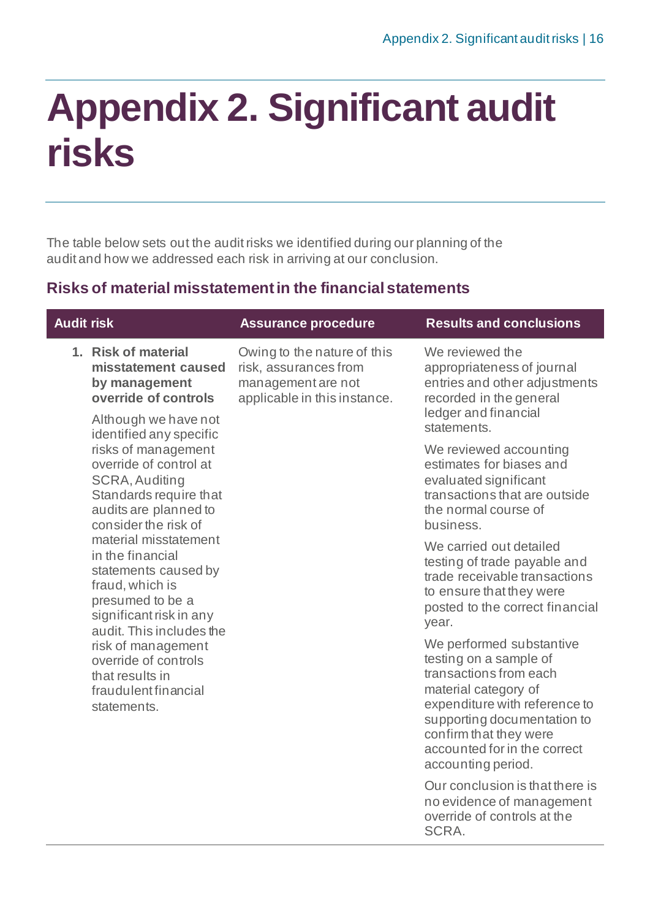# Appendix 2. Significant audit risks

The table below sets out the audit risks we identified during our planning of the audit and how we addressed each risk in arriving at our conclusion.

## Risks of material misstatement in the financial statements

| Audit risk | Assurance procedure | Results and conclusions |
|---|---|---|
| 1. **Risk of material misstatement caused by management override of controls**<br><br>Although we have not identified any specific risks of management override of control at SCRA, Auditing Standards require that audits are planned to consider the risk of material misstatement in the financial statements caused by fraud, which is presumed to be a significant risk in any audit. This includes the risk of management override of controls that results in fraudulent financial statements. | Owing to the nature of this risk, assurances from management are not applicable in this instance. | We reviewed the appropriateness of journal entries and other adjustments recorded in the general ledger and financial statements.<br><br>We reviewed accounting estimates for biases and evaluated significant transactions that are outside the normal course of business.<br><br>We carried out detailed testing of trade payable and trade receivable transactions to ensure that they were posted to the correct financial year.<br><br>We performed substantive testing on a sample of transactions from each material category of expenditure with reference to supporting documentation to confirm that they were accounted for in the correct accounting period.<br><br>Our conclusion is that there is no evidence of management override of controls at the SCRA. |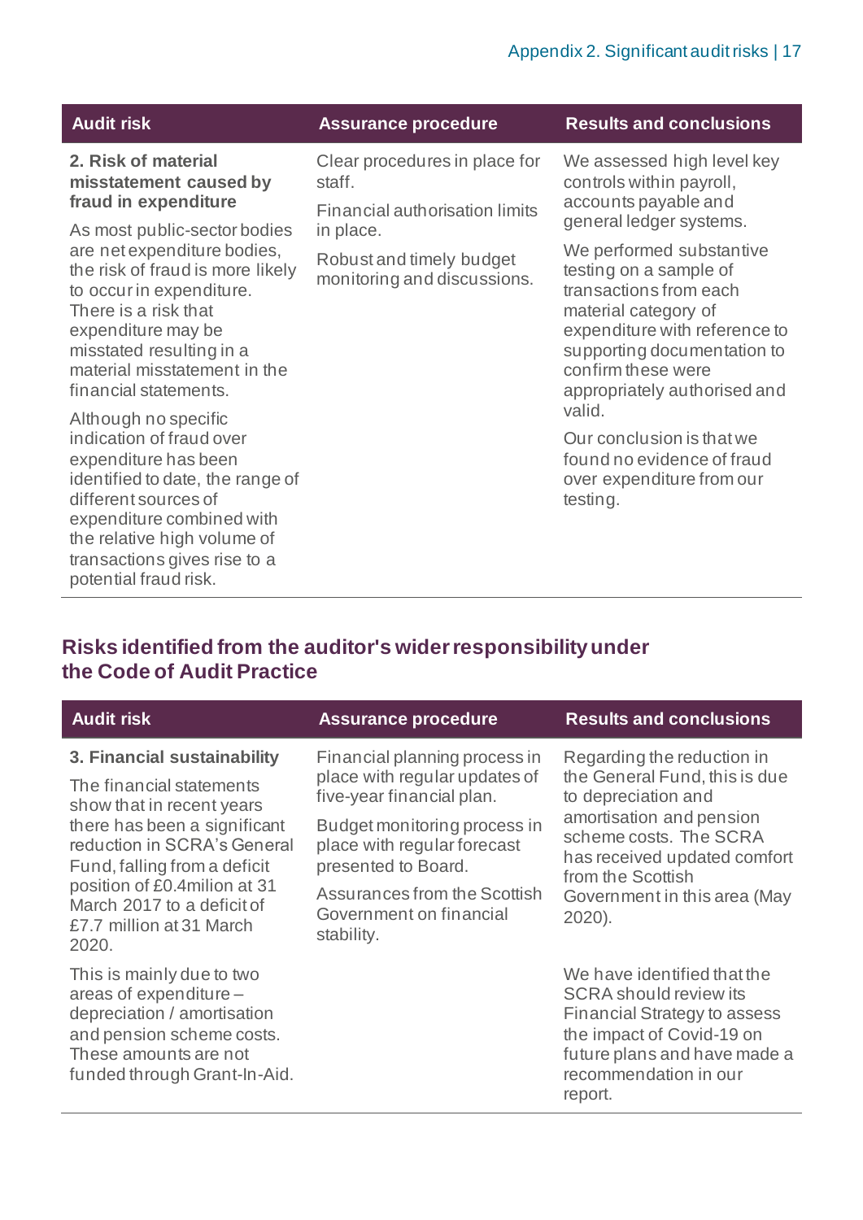| Audit risk | Assurance procedure | Results and conclusions |
|---|---|---|
| **2. Risk of material misstatement caused by fraud in expenditure**<br><br>As most public-sector bodies are net expenditure bodies, the risk of fraud is more likely to occur in expenditure. There is a risk that expenditure may be misstated resulting in a material misstatement in the financial statements.<br><br>Although no specific indication of fraud over expenditure has been identified to date, the range of different sources of expenditure combined with the relative high volume of transactions gives rise to a potential fraud risk. | Clear procedures in place for staff.<br><br>Financial authorisation limits in place.<br><br>Robust and timely budget monitoring and discussions. | We assessed high level key controls within payroll, accounts payable and general ledger systems.<br><br>We performed substantive testing on a sample of transactions from each material category of expenditure with reference to supporting documentation to confirm these were appropriately authorised and valid.<br><br>Our conclusion is that we found no evidence of fraud over expenditure from our testing. |

## Risks identified from the auditor's wider responsibility under the Code of Audit Practice

| Audit risk | Assurance procedure | Results and conclusions |
|---|---|---|
| **3. Financial sustainability**<br><br>The financial statements show that in recent years there has been a significant reduction in SCRA's General Fund, falling from a deficit position of £0.4milion at 31 March 2017 to a deficit of £7.7 million at 31 March 2020.<br><br>This is mainly due to two areas of expenditure – depreciation / amortisation and pension scheme costs. These amounts are not funded through Grant-In-Aid. | Financial planning process in place with regular updates of five-year financial plan.<br><br>Budget monitoring process in place with regular forecast presented to Board.<br><br>Assurances from the Scottish Government on financial stability. | Regarding the reduction in the General Fund, this is due to depreciation and amortisation and pension scheme costs. The SCRA has received updated comfort from the Scottish Government in this area (May 2020).<br><br>We have identified that the SCRA should review its Financial Strategy to assess the impact of Covid-19 on future plans and have made a recommendation in our report. |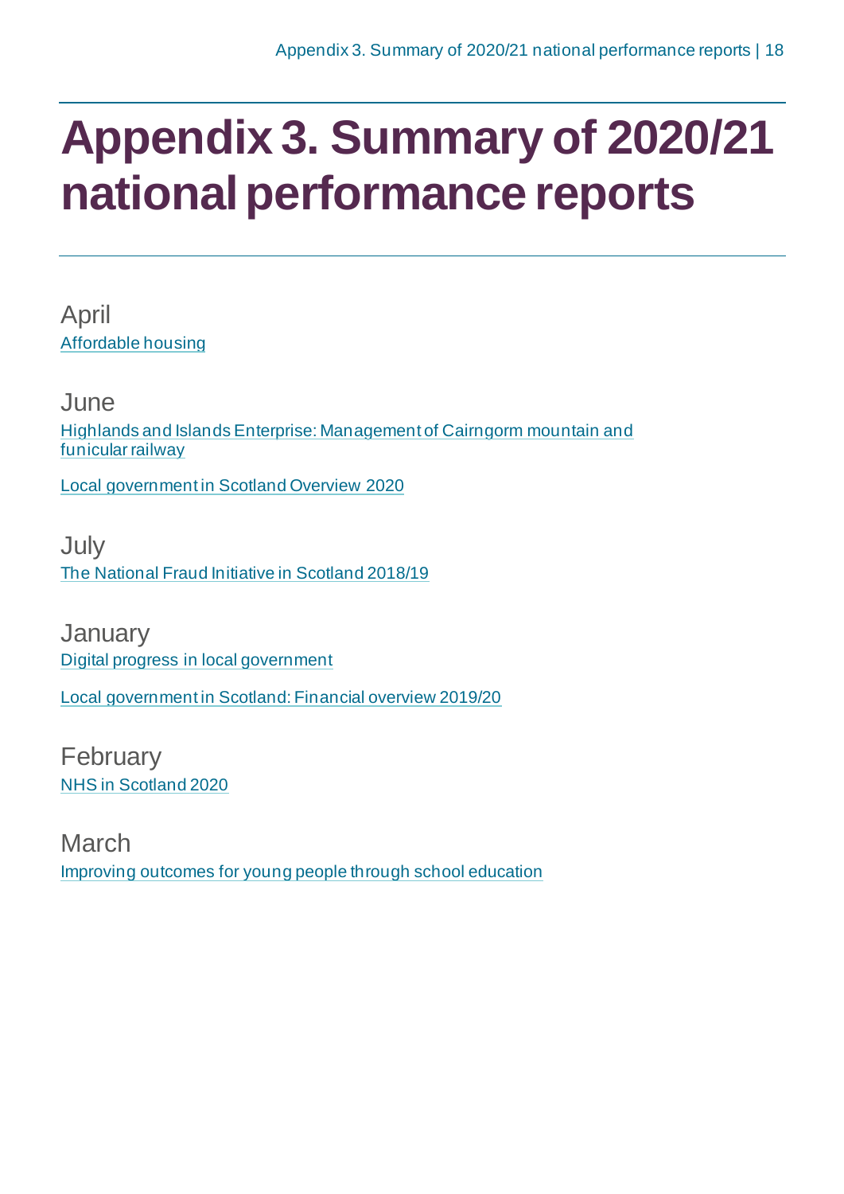# Appendix 3. Summary of 2020/21 national performance reports

April

Affordable housing

June

Highlands and Islands Enterprise: Management of Cairngorm mountain and funicular railway

Local government in Scotland Overview 2020

July

The National Fraud Initiative in Scotland 2018/19

January

Digital progress in local government

Local government in Scotland: Financial overview 2019/20

February

NHS in Scotland 2020

March

Improving outcomes for young people through school education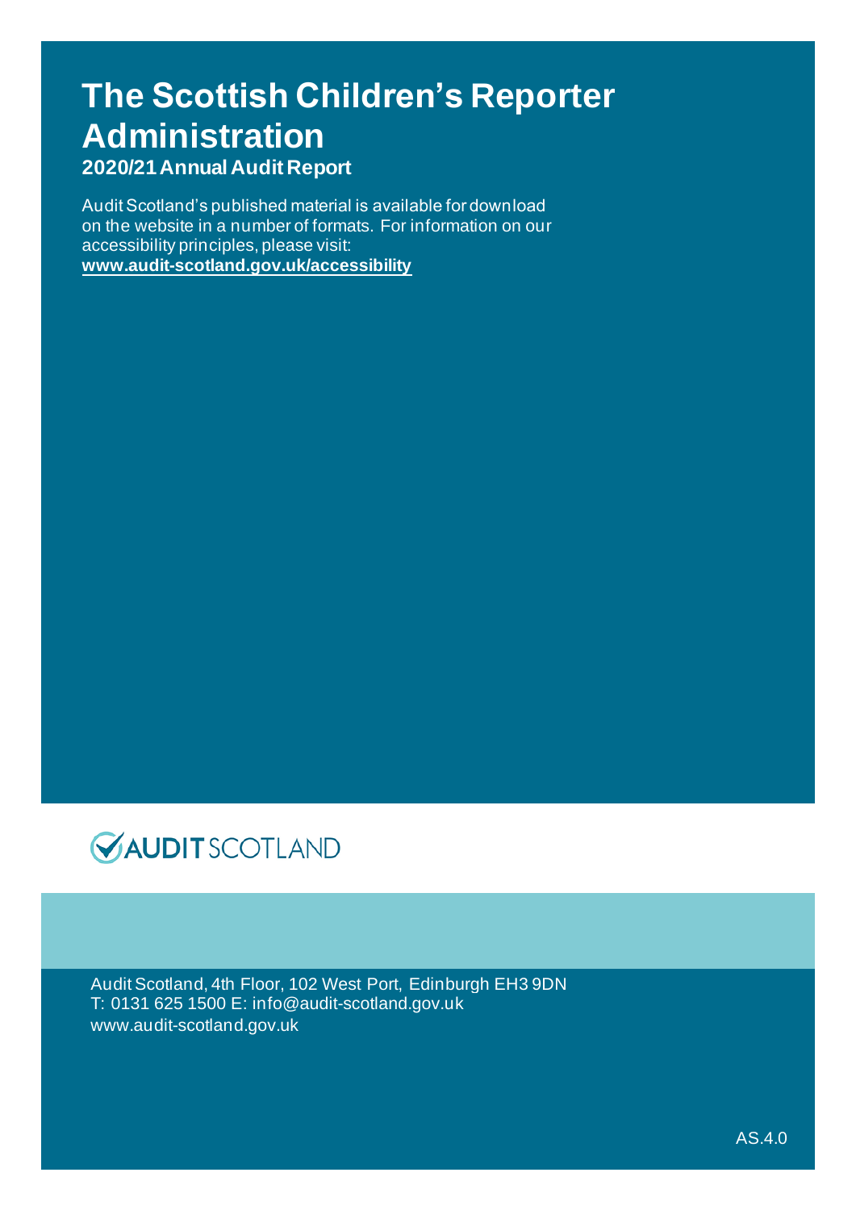# The Scottish Children's Reporter Administration

**2020/21 Annual Audit Report**

Audit Scotland's published material is available for download on the website in a number of formats. For information on our accessibility principles, please visit:
**www.audit-scotland.gov.uk/accessibility**

AUDIT SCOTLAND

Audit Scotland, 4th Floor, 102 West Port, Edinburgh EH3 9DN
T: 0131 625 1500 E: info@audit-scotland.gov.uk
www.audit-scotland.gov.uk

AS.4.0